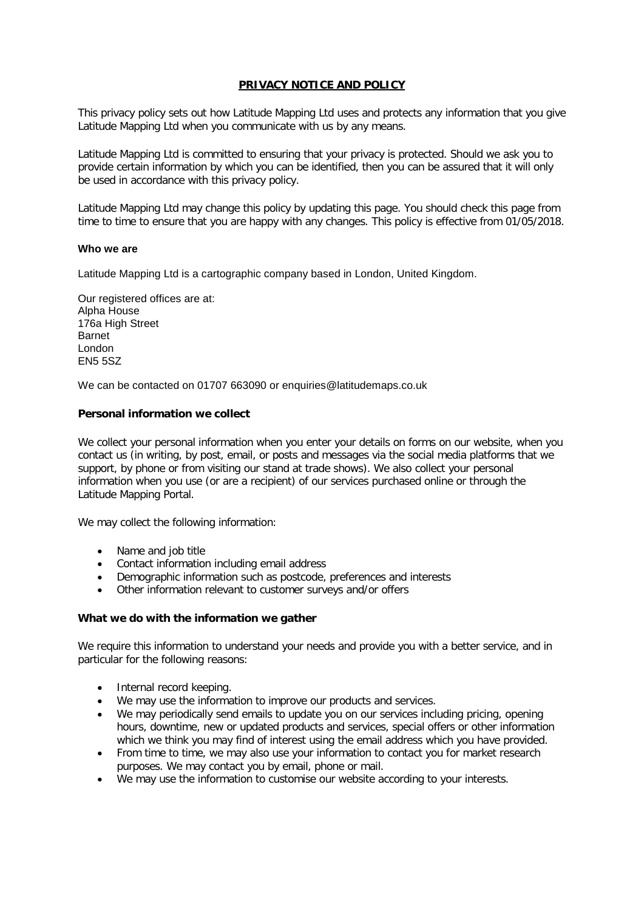# PRIVACY NOTICE AND POLICY

This privacy policy sets out how Latitude Mapping Ltd uses and protects any information that you give Latitude Mapping Ltd when you communicate with us by any means.

Latitude Mapping Ltd is committed to ensuring that your privacy is protected. Should we ask you to provide certain information by which you can be identified, then you can be assured that it will only be used in accordance with this privacy policy.

Latitude Mapping Ltd may change this policy by updating this page. You should check this page from time to time to ensure that you are happy with any changes. This policy is effective from 01/05/2018.

### Who we are

Latitude Mapping Ltd is a cartographic company based in London, United Kingdom.

Our registered offices are at:
Alpha House
176a High Street
Barnet
London
EN5 5SZ

We can be contacted on 01707 663090 or enquiries@latitudemaps.co.uk

### Personal information we collect

We collect your personal information when you enter your details on forms on our website, when you contact us (in writing, by post, email, or posts and messages via the social media platforms that we support, by phone or from visiting our stand at trade shows). We also collect your personal information when you use (or are a recipient) of our services purchased online or through the Latitude Mapping Portal.

We may collect the following information:

- Name and job title
- Contact information including email address
- Demographic information such as postcode, preferences and interests
- Other information relevant to customer surveys and/or offers

### What we do with the information we gather

We require this information to understand your needs and provide you with a better service, and in particular for the following reasons:

- Internal record keeping.
- We may use the information to improve our products and services.
- We may periodically send emails to update you on our services including pricing, opening hours, downtime, new or updated products and services, special offers or other information which we think you may find of interest using the email address which you have provided.
- From time to time, we may also use your information to contact you for market research purposes. We may contact you by email, phone or mail.
- We may use the information to customise our website according to your interests.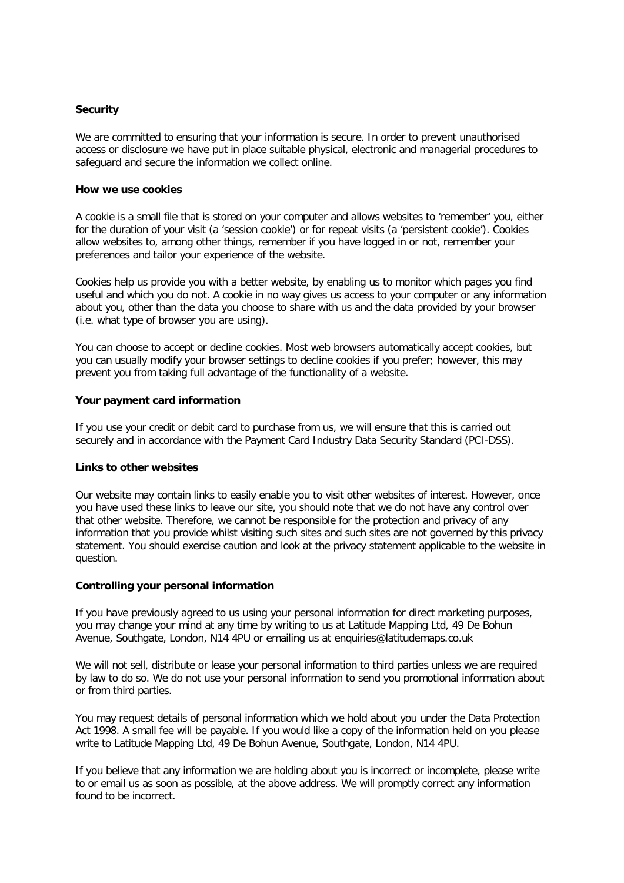**Security**

We are committed to ensuring that your information is secure. In order to prevent unauthorised access or disclosure we have put in place suitable physical, electronic and managerial procedures to safeguard and secure the information we collect online.

**How we use cookies**

A cookie is a small file that is stored on your computer and allows websites to 'remember' you, either for the duration of your visit (a 'session cookie') or for repeat visits (a 'persistent cookie'). Cookies allow websites to, among other things, remember if you have logged in or not, remember your preferences and tailor your experience of the website.

Cookies help us provide you with a better website, by enabling us to monitor which pages you find useful and which you do not. A cookie in no way gives us access to your computer or any information about you, other than the data you choose to share with us and the data provided by your browser (i.e. what type of browser you are using).

You can choose to accept or decline cookies. Most web browsers automatically accept cookies, but you can usually modify your browser settings to decline cookies if you prefer; however, this may prevent you from taking full advantage of the functionality of a website.

**Your payment card information**

If you use your credit or debit card to purchase from us, we will ensure that this is carried out securely and in accordance with the Payment Card Industry Data Security Standard (PCI-DSS).

**Links to other websites**

Our website may contain links to easily enable you to visit other websites of interest. However, once you have used these links to leave our site, you should note that we do not have any control over that other website. Therefore, we cannot be responsible for the protection and privacy of any information that you provide whilst visiting such sites and such sites are not governed by this privacy statement. You should exercise caution and look at the privacy statement applicable to the website in question.

**Controlling your personal information**

If you have previously agreed to us using your personal information for direct marketing purposes, you may change your mind at any time by writing to us at Latitude Mapping Ltd, 49 De Bohun Avenue, Southgate, London, N14 4PU or emailing us at enquiries@latitudemaps.co.uk

We will not sell, distribute or lease your personal information to third parties unless we are required by law to do so. We do not use your personal information to send you promotional information about or from third parties.

You may request details of personal information which we hold about you under the Data Protection Act 1998. A small fee will be payable. If you would like a copy of the information held on you please write to Latitude Mapping Ltd, 49 De Bohun Avenue, Southgate, London, N14 4PU.

If you believe that any information we are holding about you is incorrect or incomplete, please write to or email us as soon as possible, at the above address. We will promptly correct any information found to be incorrect.